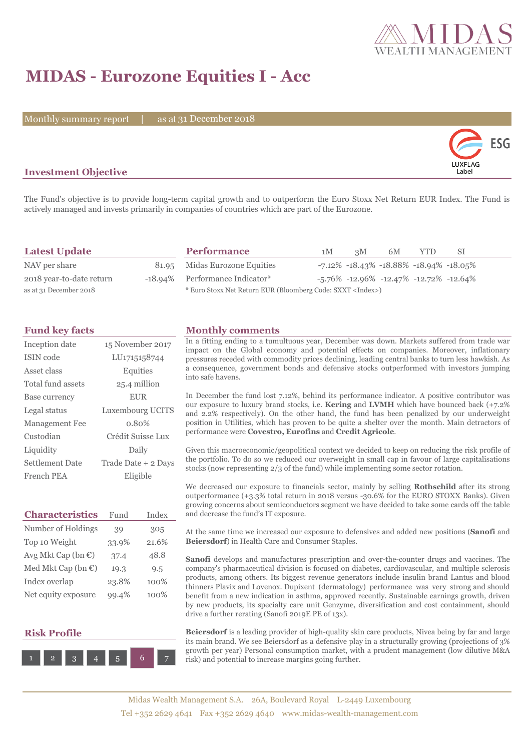# MIDAS - Eurozone Equities I - Acc

Monthly summary report | as at 31 December 2018

## Investment Objective

The Fund's objective is to provide long-term capital growth and to outperform the Euro Stoxx Net Return EUR Index. The Fund is actively managed and invests primarily in companies of countries which are part of the Eurozone.

## Latest Update

| | |
|---|---|
| NAV per share | 81.95 |
| 2018 year-to-date return | -18.94% |

as at 31 December 2018

## Performance

| | 1M | 3M | 6M | YTD | SI |
|---|---|---|---|---|---|
| Midas Eurozone Equities | -7.12% | -18.43% | -18.88% | -18.94% | -18.05% |
| Performance Indicator* | -5.76% | -12.96% | -12.47% | -12.72% | -12.64% |

* Euro Stoxx Net Return EUR (Bloomberg Code: SXXT <Index>)

## Fund key facts

| | |
|---|---|
| Inception date | 15 November 2017 |
| ISIN code | LU1715158744 |
| Asset class | Equities |
| Total fund assets | 25.4 million |
| Base currency | EUR |
| Legal status | Luxembourg UCITS |
| Management Fee | 0.80% |
| Custodian | Crédit Suisse Lux |
| Liquidity | Daily |
| Settlement Date | Trade Date + 2 Days |
| French PEA | Eligible |

## Characteristics

| | Fund | Index |
|---|---|---|
| Number of Holdings | 39 | 305 |
| Top 10 Weight | 33.9% | 21.6% |
| Avg Mkt Cap (bn €) | 37.4 | 48.8 |
| Med Mkt Cap (bn €) | 19.3 | 9.5 |
| Index overlap | 23.8% | 100% |
| Net equity exposure | 99.4% | 100% |

## Risk Profile

1 2 3 4 5 **6** 7

## Monthly comments

In a fitting ending to a tumultuous year, December was down. Markets suffered from trade war impact on the Global economy and potential effects on companies. Moreover, inflationary pressures receded with commodity prices declining, leading central banks to turn less hawkish. As a consequence, government bonds and defensive stocks outperformed with investors jumping into safe havens.

In December the fund lost 7.12%, behind its performance indicator. A positive contributor was our exposure to luxury brand stocks, i.e. **Kering** and **LVMH** which have bounced back (+7.2% and 2.2% respectively). On the other hand, the fund has been penalized by our underweight position in Utilities, which has proven to be quite a shelter over the month. Main detractors of performance were **Covestro, Eurofins** and **Credit Agricole**.

Given this macroeconomic/geopolitical context we decided to keep on reducing the risk profile of the portfolio. To do so we reduced our overweight in small cap in favour of large capitalisations stocks (now representing 2/3 of the fund) while implementing some sector rotation.

We decreased our exposure to financials sector, mainly by selling **Rothschild** after its strong outperformance (+3.3% total return in 2018 versus -30.6% for the EURO STOXX Banks). Given growing concerns about semiconductors segment we have decided to take some cards off the table and decrease the fund's IT exposure.

At the same time we increased our exposure to defensives and added new positions (**Sanofi** and **Beiersdorf**) in Health Care and Consumer Staples.

**Sanofi** develops and manufactures prescription and over-the-counter drugs and vaccines. The company's pharmaceutical division is focused on diabetes, cardiovascular, and multiple sclerosis products, among others. Its biggest revenue generators include insulin brand Lantus and blood thinners Plavix and Lovenox. Dupixent (dermatology) performance was very strong and should benefit from a new indication in asthma, approved recently. Sustainable earnings growth, driven by new products, its specialty care unit Genzyme, diversification and cost containment, should drive a further rerating (Sanofi 2019E PE of 13x).

**Beiersdorf** is a leading provider of high-quality skin care products, Nivea being by far and large its main brand. We see Beiersdorf as a defensive play in a structurally growing (projections of 3% growth per year) Personal consumption market, with a prudent management (low dilutive M&A risk) and potential to increase margins going further.

Midas Wealth Management S.A. 26A, Boulevard Royal L-2449 Luxembourg
Tel +352 2629 4641 Fax +352 2629 4640 www.midas-wealth-management.com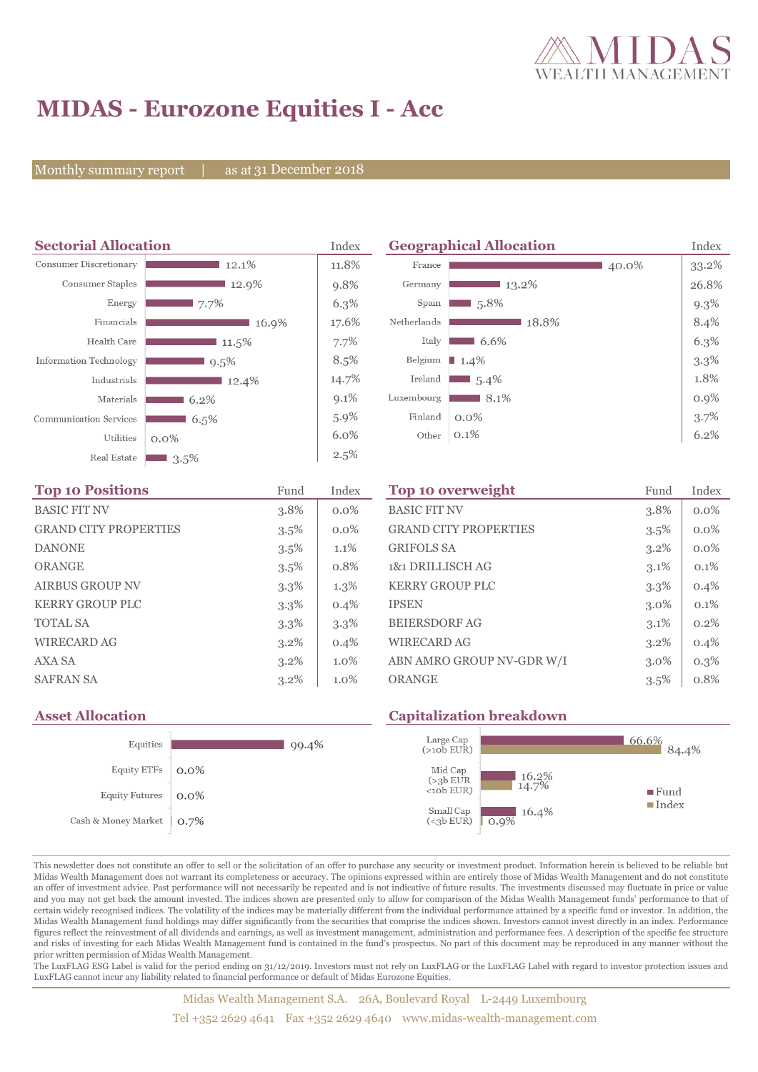# MIDAS - Eurozone Equities I - Acc

Monthly summary report | as at 31 December 2018

## Sectorial Allocation

Index

Consumer Discretionary 12.1% 11.8%
Consumer Staples 12.9% 9.8%
Energy 7.7% 6.3%
Financials 16.9% 17.6%
Health Care 11.5% 7.7%
Information Technology 9.5% 8.5%
Industrials 12.4% 14.7%
Materials 6.2% 9.1%
Communication Services 6.5% 5.9%
Utilities 0.0% 6.0%
Real Estate 3.5% 2.5%

## Geographical Allocation

Index

France 40.0% 33.2%
Germany 13.2% 26.8%
Spain 5.8% 9.3%
Netherlands 18.8% 8.4%
Italy 6.6% 6.3%
Belgium 1.4% 3.3%
Ireland 5.4% 1.8%
Luxembourg 8.1% 0.9%
Finland 0.0% 3.7%
Other 0.1% 6.2%

## Top 10 Positions

| Top 10 Positions | Fund | Index |
|---|---|---|
| BASIC FIT NV | 3.8% | 0.0% |
| GRAND CITY PROPERTIES | 3.5% | 0.0% |
| DANONE | 3.5% | 1.1% |
| ORANGE | 3.5% | 0.8% |
| AIRBUS GROUP NV | 3.3% | 1.3% |
| KERRY GROUP PLC | 3.3% | 0.4% |
| TOTAL SA | 3.3% | 3.3% |
| WIRECARD AG | 3.2% | 0.4% |
| AXA SA | 3.2% | 1.0% |
| SAFRAN SA | 3.2% | 1.0% |

## Top 10 overweight

| Top 10 overweight | Fund | Index |
|---|---|---|
| BASIC FIT NV | 3.8% | 0.0% |
| GRAND CITY PROPERTIES | 3.5% | 0.0% |
| GRIFOLS SA | 3.2% | 0.0% |
| 1&1 DRILLISCH AG | 3.1% | 0.1% |
| KERRY GROUP PLC | 3.3% | 0.4% |
| IPSEN | 3.0% | 0.1% |
| BEIERSDORF AG | 3.1% | 0.2% |
| WIRECARD AG | 3.2% | 0.4% |
| ABN AMRO GROUP NV-GDR W/I | 3.0% | 0.3% |
| ORANGE | 3.5% | 0.8% |

## Asset Allocation

Equities 99.4%
Equity ETFs 0.0%
Equity Futures 0.0%
Cash & Money Market 0.7%

## Capitalization breakdown

Large Cap (>10b EUR) 66.6% 84.4%
Mid Cap (>3b EUR <10b EUR) 16.2% 14.7%
Small Cap (<3b EUR) 16.4% 0.9%
Fund
Index

This newsletter does not constitute an offer to sell or the solicitation of an offer to purchase any security or investment product. Information herein is believed to be reliable but Midas Wealth Management does not warrant its completeness or accuracy. The opinions expressed within are entirely those of Midas Wealth Management and do not constitute an offer of investment advice. Past performance will not necessarily be repeated and is not indicative of future results. The investments discussed may fluctuate in price or value and you may not get back the amount invested. The indices shown are presented only to allow for comparison of the Midas Wealth Management funds' performance to that of certain widely recognised indices. The volatility of the indices may be materially different from the individual performance attained by a specific fund or investor. In addition, the Midas Wealth Management fund holdings may differ significantly from the securities that comprise the indices shown. Investors cannot invest directly in an index. Performance figures reflect the reinvestment of all dividends and earnings, as well as investment management, administration and performance fees. A description of the specific fee structure and risks of investing for each Midas Wealth Management fund is contained in the fund's prospectus. No part of this document may be reproduced in any manner without the prior written permission of Midas Wealth Management.
The LuxFLAG ESG Label is valid for the period ending on 31/12/2019. Investors must not rely on LuxFLAG or the LuxFLAG Label with regard to investor protection issues and LuxFLAG cannot incur any liability related to financial performance or default of Midas Eurozone Equities.

Midas Wealth Management S.A. 26A, Boulevard Royal L-2449 Luxembourg
Tel +352 2629 4641 Fax +352 2629 4640 www.midas-wealth-management.com